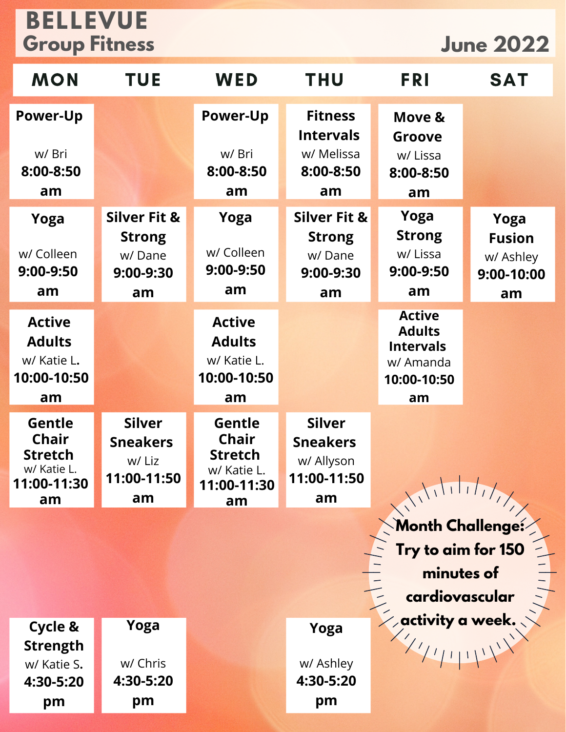# BELLEVUE

## Group Fitness

## June 2022

| MON | TUE | WED | THU | FRI | SAT |
|---|---|---|---|---|---|
| **Power-Up** w/ Bri **8:00-8:50 am** | | **Power-Up** w/ Bri **8:00-8:50 am** | **Fitness Intervals** w/ Melissa **8:00-8:50 am** | **Move & Groove** w/ Lissa **8:00-8:50 am** | |
| **Yoga** w/ Colleen **9:00-9:50 am** | **Silver Fit & Strong** w/ Dane **9:00-9:30 am** | **Yoga** w/ Colleen **9:00-9:50 am** | **Silver Fit & Strong** w/ Dane **9:00-9:30 am** | **Yoga Strong** w/ Lissa **9:00-9:50 am** | **Yoga Fusion** w/ Ashley **9:00-10:00 am** |
| **Active Adults** w/ Katie L. **10:00-10:50 am** | | **Active Adults** w/ Katie L. **10:00-10:50 am** | | **Active Adults Intervals** w/ Amanda **10:00-10:50 am** | |
| **Gentle Chair Stretch** w/ Katie L. **11:00-11:30 am** | **Silver Sneakers** w/ Liz **11:00-11:50 am** | **Gentle Chair Stretch** w/ Katie L. **11:00-11:30 am** | **Silver Sneakers** w/ Allyson **11:00-11:50 am** | | |
| **Cycle & Strength** w/ Katie S. **4:30-5:20 pm** | **Yoga** w/ Chris **4:30-5:20 pm** | | **Yoga** w/ Ashley **4:30-5:20 pm** | | |

**Month Challenge: Try to aim for 150 minutes of cardiovascular activity a week.**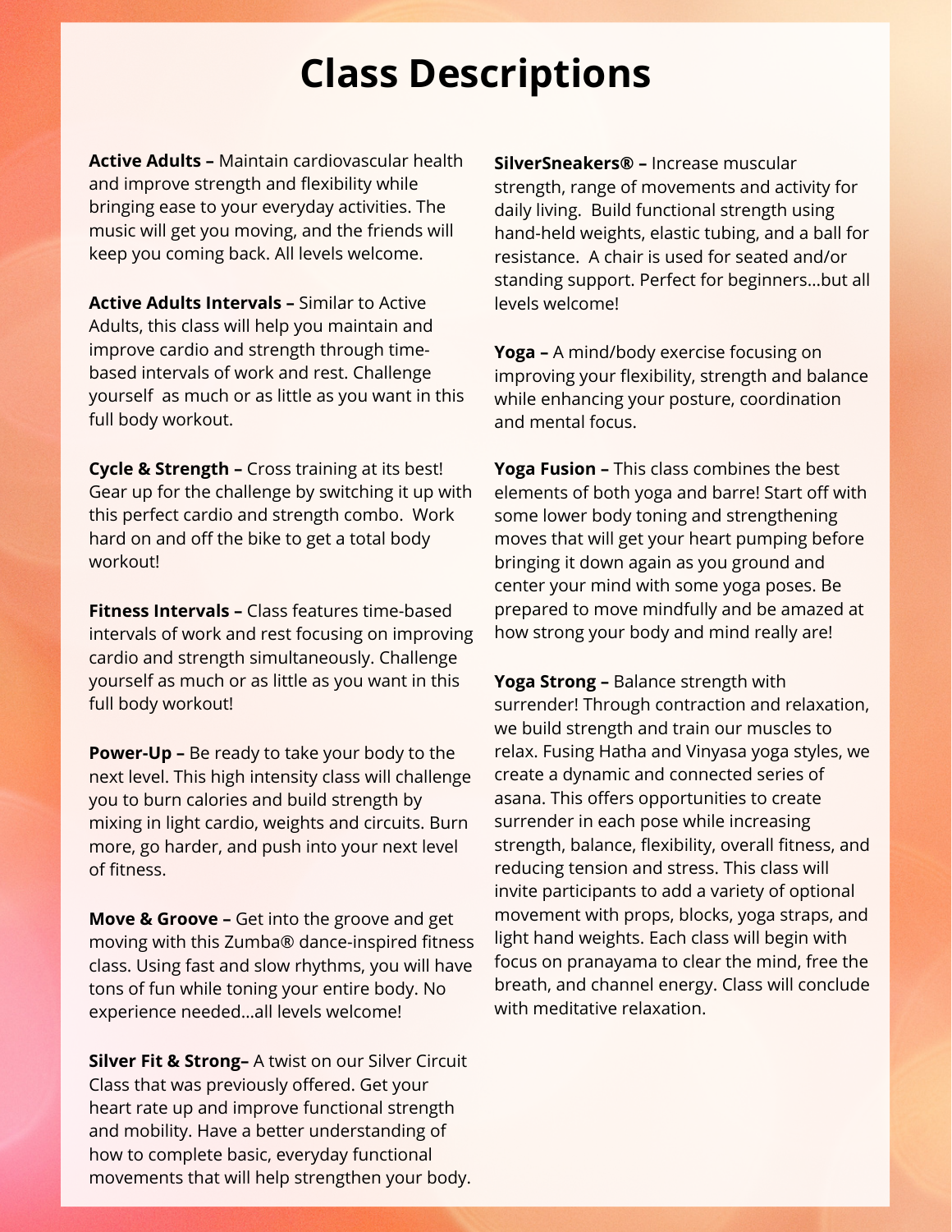# Class Descriptions

**Active Adults –** Maintain cardiovascular health and improve strength and flexibility while bringing ease to your everyday activities. The music will get you moving, and the friends will keep you coming back. All levels welcome.

**Active Adults Intervals –** Similar to Active Adults, this class will help you maintain and improve cardio and strength through time-based intervals of work and rest. Challenge yourself as much or as little as you want in this full body workout.

**Cycle & Strength –** Cross training at its best! Gear up for the challenge by switching it up with this perfect cardio and strength combo. Work hard on and off the bike to get a total body workout!

**Fitness Intervals –** Class features time-based intervals of work and rest focusing on improving cardio and strength simultaneously. Challenge yourself as much or as little as you want in this full body workout!

**Power-Up –** Be ready to take your body to the next level. This high intensity class will challenge you to burn calories and build strength by mixing in light cardio, weights and circuits. Burn more, go harder, and push into your next level of fitness.

**Move & Groove –** Get into the groove and get moving with this Zumba® dance-inspired fitness class. Using fast and slow rhythms, you will have tons of fun while toning your entire body. No experience needed...all levels welcome!

**Silver Fit & Strong–** A twist on our Silver Circuit Class that was previously offered. Get your heart rate up and improve functional strength and mobility. Have a better understanding of how to complete basic, everyday functional movements that will help strengthen your body.

**SilverSneakers® –** Increase muscular strength, range of movements and activity for daily living. Build functional strength using hand-held weights, elastic tubing, and a ball for resistance. A chair is used for seated and/or standing support. Perfect for beginners...but all levels welcome!

**Yoga –** A mind/body exercise focusing on improving your flexibility, strength and balance while enhancing your posture, coordination and mental focus.

**Yoga Fusion –** This class combines the best elements of both yoga and barre! Start off with some lower body toning and strengthening moves that will get your heart pumping before bringing it down again as you ground and center your mind with some yoga poses. Be prepared to move mindfully and be amazed at how strong your body and mind really are!

**Yoga Strong –** Balance strength with surrender! Through contraction and relaxation, we build strength and train our muscles to relax. Fusing Hatha and Vinyasa yoga styles, we create a dynamic and connected series of asana. This offers opportunities to create surrender in each pose while increasing strength, balance, flexibility, overall fitness, and reducing tension and stress. This class will invite participants to add a variety of optional movement with props, blocks, yoga straps, and light hand weights. Each class will begin with focus on pranayama to clear the mind, free the breath, and channel energy. Class will conclude with meditative relaxation.